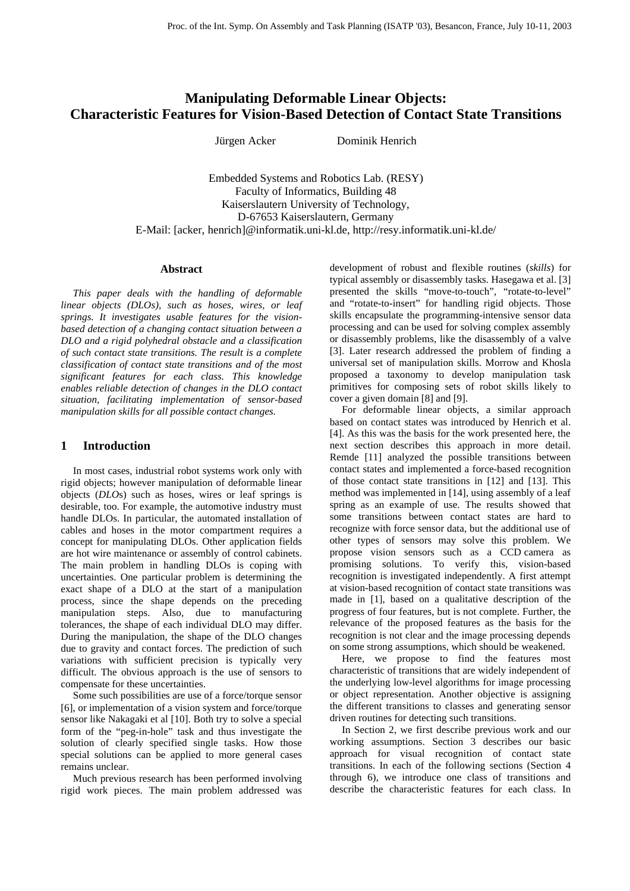# Manipulating Deformable Linear Objects: Characteristic Features for Vision-Based Detection of Contact State Transitions

Jürgen Acker Dominik Henrich

Embedded Systems and Robotics Lab. (RESY)
Faculty of Informatics, Building 48
Kaiserslautern University of Technology,
D-67653 Kaiserslautern, Germany
E-Mail: [acker, henrich]@informatik.uni-kl.de, http://resy.informatik.uni-kl.de/

### Abstract

*This paper deals with the handling of deformable linear objects (DLOs), such as hoses, wires, or leaf springs. It investigates usable features for the vision-based detection of a changing contact situation between a DLO and a rigid polyhedral obstacle and a classification of such contact state transitions. The result is a complete classification of contact state transitions and of the most significant features for each class. This knowledge enables reliable detection of changes in the DLO contact situation, facilitating implementation of sensor-based manipulation skills for all possible contact changes.*

## 1 Introduction

In most cases, industrial robot systems work only with rigid objects; however manipulation of deformable linear objects (*DLO*s) such as hoses, wires or leaf springs is desirable, too. For example, the automotive industry must handle DLOs. In particular, the automated installation of cables and hoses in the motor compartment requires a concept for manipulating DLOs. Other application fields are hot wire maintenance or assembly of control cabinets. The main problem in handling DLOs is coping with uncertainties. One particular problem is determining the exact shape of a DLO at the start of a manipulation process, since the shape depends on the preceding manipulation steps. Also, due to manufacturing tolerances, the shape of each individual DLO may differ. During the manipulation, the shape of the DLO changes due to gravity and contact forces. The prediction of such variations with sufficient precision is typically very difficult. The obvious approach is the use of sensors to compensate for these uncertainties.

Some such possibilities are use of a force/torque sensor [6], or implementation of a vision system and force/torque sensor like Nakagaki et al [10]. Both try to solve a special form of the "peg-in-hole" task and thus investigate the solution of clearly specified single tasks. How those special solutions can be applied to more general cases remains unclear.

Much previous research has been performed involving rigid work pieces. The main problem addressed was development of robust and flexible routines (*skills*) for typical assembly or disassembly tasks. Hasegawa et al. [3] presented the skills "move-to-touch", "rotate-to-level" and "rotate-to-insert" for handling rigid objects. Those skills encapsulate the programming-intensive sensor data processing and can be used for solving complex assembly or disassembly problems, like the disassembly of a valve [3]. Later research addressed the problem of finding a universal set of manipulation skills. Morrow and Khosla proposed a taxonomy to develop manipulation task primitives for composing sets of robot skills likely to cover a given domain [8] and [9].

For deformable linear objects, a similar approach based on contact states was introduced by Henrich et al. [4]. As this was the basis for the work presented here, the next section describes this approach in more detail. Remde [11] analyzed the possible transitions between contact states and implemented a force-based recognition of those contact state transitions in [12] and [13]. This method was implemented in [14], using assembly of a leaf spring as an example of use. The results showed that some transitions between contact states are hard to recognize with force sensor data, but the additional use of other types of sensors may solve this problem. We propose vision sensors such as a CCD camera as promising solutions. To verify this, vision-based recognition is investigated independently. A first attempt at vision-based recognition of contact state transitions was made in [1], based on a qualitative description of the progress of four features, but is not complete. Further, the relevance of the proposed features as the basis for the recognition is not clear and the image processing depends on some strong assumptions, which should be weakened.

Here, we propose to find the features most characteristic of transitions that are widely independent of the underlying low-level algorithms for image processing or object representation. Another objective is assigning the different transitions to classes and generating sensor driven routines for detecting such transitions.

In Section 2, we first describe previous work and our working assumptions. Section 3 describes our basic approach for visual recognition of contact state transitions. In each of the following sections (Section 4 through 6), we introduce one class of transitions and describe the characteristic features for each class. In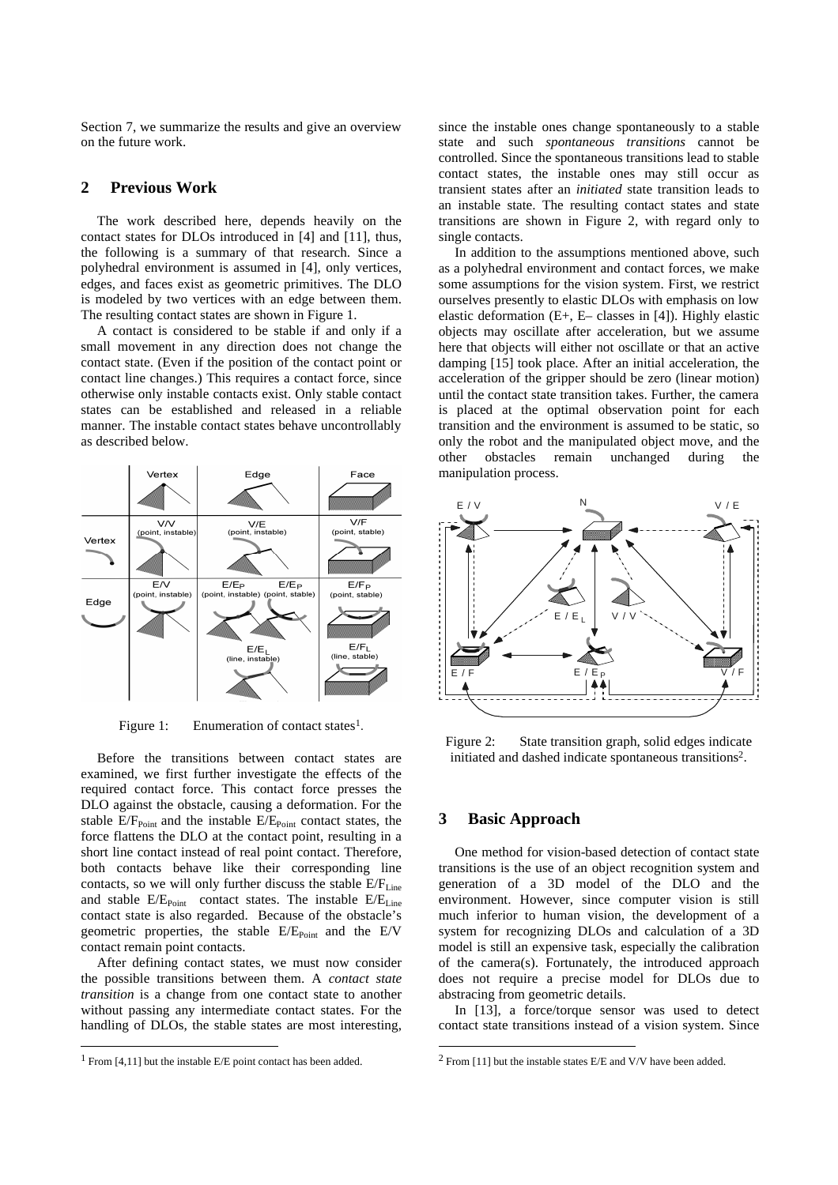Section 7, we summarize the results and give an overview on the future work.

## 2 Previous Work

The work described here, depends heavily on the contact states for DLOs introduced in [4] and [11], thus, the following is a summary of that research. Since a polyhedral environment is assumed in [4], only vertices, edges, and faces exist as geometric primitives. The DLO is modeled by two vertices with an edge between them. The resulting contact states are shown in Figure 1.

A contact is considered to be stable if and only if a small movement in any direction does not change the contact state. (Even if the position of the contact point or contact line changes.) This requires a contact force, since otherwise only instable contacts exist. Only stable contact states can be established and released in a reliable manner. The instable contact states behave uncontrollably as described below.

Figure 1: Enumeration of contact states[1].

Before the transitions between contact states are examined, we first further investigate the effects of the required contact force. This contact force presses the DLO against the obstacle, causing a deformation. For the stable $E/F_{Point}$ and the instable $E/E_{Point}$ contact states, the force flattens the DLO at the contact point, resulting in a short line contact instead of real point contact. Therefore, both contacts behave like their corresponding line contacts, so we will only further discuss the stable $E/F_{Line}$ and stable $E/E_{Point}$ contact states. The instable $E/E_{Line}$ contact state is also regarded. Because of the obstacle's geometric properties, the stable $E/E_{Point}$ and the E/V contact remain point contacts.

After defining contact states, we must now consider the possible transitions between them. A *contact state transition* is a change from one contact state to another without passing any intermediate contact states. For the handling of DLOs, the stable states are most interesting, since the instable ones change spontaneously to a stable state and such *spontaneous transitions* cannot be controlled. Since the spontaneous transitions lead to stable contact states, the instable ones may still occur as transient states after an *initiated* state transition leads to an instable state. The resulting contact states and state transitions are shown in Figure 2, with regard only to single contacts.

In addition to the assumptions mentioned above, such as a polyhedral environment and contact forces, we make some assumptions for the vision system. First, we restrict ourselves presently to elastic DLOs with emphasis on low elastic deformation (E+, E– classes in [4]). Highly elastic objects may oscillate after acceleration, but we assume here that objects will either not oscillate or that an active damping [15] took place. After an initial acceleration, the acceleration of the gripper should be zero (linear motion) until the contact state transition takes. Further, the camera is placed at the optimal observation point for each transition and the environment is assumed to be static, so only the robot and the manipulated object move, and the other obstacles remain unchanged during the manipulation process.

Figure 2: State transition graph, solid edges indicate initiated and dashed indicate spontaneous transitions[2].

## 3 Basic Approach

One method for vision-based detection of contact state transitions is the use of an object recognition system and generation of a 3D model of the DLO and the environment. However, since computer vision is still much inferior to human vision, the development of a system for recognizing DLOs and calculation of a 3D model is still an expensive task, especially the calibration of the camera(s). Fortunately, the introduced approach does not require a precise model for DLOs due to abstracing from geometric details.

In [13], a force/torque sensor was used to detect contact state transitions instead of a vision system. Since

---

[1] From [4,11] but the instable E/E point contact has been added.

[2] From [11] but the instable states E/E and V/V have been added.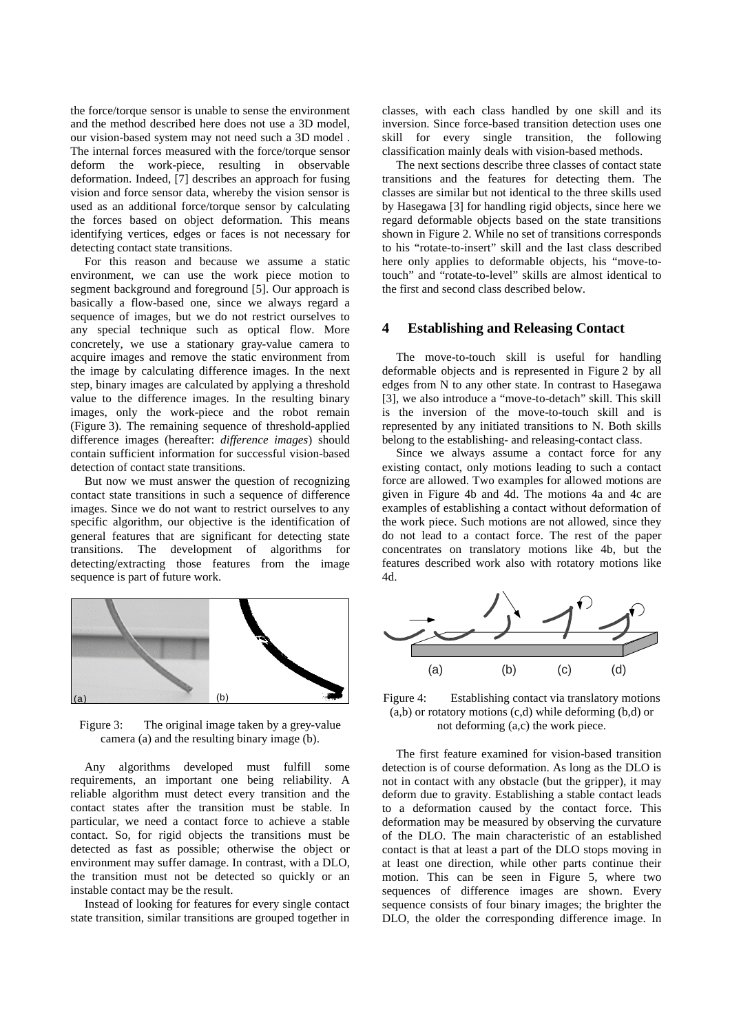the force/torque sensor is unable to sense the environment and the method described here does not use a 3D model, our vision-based system may not need such a 3D model . The internal forces measured with the force/torque sensor deform the work-piece, resulting in observable deformation. Indeed, [7] describes an approach for fusing vision and force sensor data, whereby the vision sensor is used as an additional force/torque sensor by calculating the forces based on object deformation. This means identifying vertices, edges or faces is not necessary for detecting contact state transitions.

For this reason and because we assume a static environment, we can use the work piece motion to segment background and foreground [5]. Our approach is basically a flow-based one, since we always regard a sequence of images, but we do not restrict ourselves to any special technique such as optical flow. More concretely, we use a stationary gray-value camera to acquire images and remove the static environment from the image by calculating difference images. In the next step, binary images are calculated by applying a threshold value to the difference images. In the resulting binary images, only the work-piece and the robot remain (Figure 3). The remaining sequence of threshold-applied difference images (hereafter: *difference images*) should contain sufficient information for successful vision-based detection of contact state transitions.

But now we must answer the question of recognizing contact state transitions in such a sequence of difference images. Since we do not want to restrict ourselves to any specific algorithm, our objective is the identification of general features that are significant for detecting state transitions. The development of algorithms for detecting/extracting those features from the image sequence is part of future work.

Figure 3: The original image taken by a grey-value camera (a) and the resulting binary image (b).

Any algorithms developed must fulfill some requirements, an important one being reliability. A reliable algorithm must detect every transition and the contact states after the transition must be stable. In particular, we need a contact force to achieve a stable contact. So, for rigid objects the transitions must be detected as fast as possible; otherwise the object or environment may suffer damage. In contrast, with a DLO, the transition must not be detected so quickly or an instable contact may be the result.

Instead of looking for features for every single contact state transition, similar transitions are grouped together in classes, with each class handled by one skill and its inversion. Since force-based transition detection uses one skill for every single transition, the following classification mainly deals with vision-based methods.

The next sections describe three classes of contact state transitions and the features for detecting them. The classes are similar but not identical to the three skills used by Hasegawa [3] for handling rigid objects, since here we regard deformable objects based on the state transitions shown in Figure 2. While no set of transitions corresponds to his "rotate-to-insert" skill and the last class described here only applies to deformable objects, his "move-to-touch" and "rotate-to-level" skills are almost identical to the first and second class described below.

## 4 Establishing and Releasing Contact

The move-to-touch skill is useful for handling deformable objects and is represented in Figure 2 by all edges from N to any other state. In contrast to Hasegawa [3], we also introduce a "move-to-detach" skill. This skill is the inversion of the move-to-touch skill and is represented by any initiated transitions to N. Both skills belong to the establishing- and releasing-contact class.

Since we always assume a contact force for any existing contact, only motions leading to such a contact force are allowed. Two examples for allowed motions are given in Figure 4b and 4d. The motions 4a and 4c are examples of establishing a contact without deformation of the work piece. Such motions are not allowed, since they do not lead to a contact force. The rest of the paper concentrates on translatory motions like 4b, but the features described work also with rotatory motions like 4d.

Figure 4: Establishing contact via translatory motions (a,b) or rotatory motions (c,d) while deforming (b,d) or not deforming (a,c) the work piece.

The first feature examined for vision-based transition detection is of course deformation. As long as the DLO is not in contact with any obstacle (but the gripper), it may deform due to gravity. Establishing a stable contact leads to a deformation caused by the contact force. This deformation may be measured by observing the curvature of the DLO. The main characteristic of an established contact is that at least a part of the DLO stops moving in at least one direction, while other parts continue their motion. This can be seen in Figure 5, where two sequences of difference images are shown. Every sequence consists of four binary images; the brighter the DLO, the older the corresponding difference image. In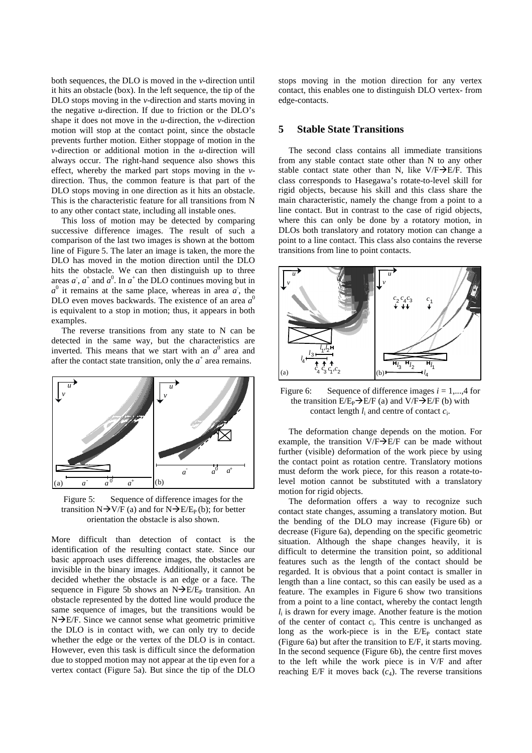both sequences, the DLO is moved in the *v*-direction until it hits an obstacle (box). In the left sequence, the tip of the DLO stops moving in the *v*-direction and starts moving in the negative *u*-direction. If due to friction or the DLO's shape it does not move in the *u*-direction, the *v*-direction motion will stop at the contact point, since the obstacle prevents further motion. Either stoppage of motion in the *v*-direction or additional motion in the *u*-direction will always occur. The right-hand sequence also shows this effect, whereby the marked part stops moving in the *v*-direction. Thus, the common feature is that part of the DLO stops moving in one direction as it hits an obstacle. This is the characteristic feature for all transitions from N to any other contact state, including all instable ones.

This loss of motion may be detected by comparing successive difference images. The result of such a comparison of the last two images is shown at the bottom line of Figure 5. The later an image is taken, the more the DLO has moved in the motion direction until the DLO hits the obstacle. We can then distinguish up to three areas $a^-$, $a^+$ and $a^0$. In $a^+$ the DLO continues moving but in $a^0$ it remains at the same place, whereas in area $a^-$, the DLO even moves backwards. The existence of an area $a^0$ is equivalent to a stop in motion; thus, it appears in both examples.

The reverse transitions from any state to N can be detected in the same way, but the characteristics are inverted. This means that we start with an $a^0$ area and after the contact state transition, only the $a^+$ area remains.

Figure 5: Sequence of difference images for the transition N→V/F (a) and for N→E/$E_P$ (b); for better orientation the obstacle is also shown.

More difficult than detection of contact is the identification of the resulting contact state. Since our basic approach uses difference images, the obstacles are invisible in the binary images. Additionally, it cannot be decided whether the obstacle is an edge or a face. The sequence in Figure 5b shows an N→E/$E_P$ transition. An obstacle represented by the dotted line would produce the same sequence of images, but the transitions would be N→E/F. Since we cannot sense what geometric primitive the DLO is in contact with, we can only try to decide whether the edge or the vertex of the DLO is in contact. However, even this task is difficult since the deformation due to stopped motion may not appear at the tip even for a vertex contact (Figure 5a). But since the tip of the DLO stops moving in the motion direction for any vertex contact, this enables one to distinguish DLO vertex- from edge-contacts.

## 5 Stable State Transitions

The second class contains all immediate transitions from any stable contact state other than N to any other stable contact state other than N, like V/F→E/F. This class corresponds to Hasegawa's rotate-to-level skill for rigid objects, because his skill and this class share the main characteristic, namely the change from a point to a line contact. But in contrast to the case of rigid objects, where this can only be done by a rotatory motion, in DLOs both translatory and rotatory motion can change a point to a line contact. This class also contains the reverse transitions from line to point contacts.

Figure 6: Sequence of difference images $i = 1,...,4$ for the transition E/$E_P$→E/F (a) and V/F→E/F (b) with contact length $l_i$ and centre of contact $c_i$.

The deformation change depends on the motion. For example, the transition V/F→E/F can be made without further (visible) deformation of the work piece by using the contact point as rotation centre. Translatory motions must deform the work piece, for this reason a rotate-to-level motion cannot be substituted with a translatory motion for rigid objects.

The deformation offers a way to recognize such contact state changes, assuming a translatory motion. But the bending of the DLO may increase (Figure 6b) or decrease (Figure 6a), depending on the specific geometric situation. Although the shape changes heavily, it is difficult to determine the transition point, so additional features such as the length of the contact should be regarded. It is obvious that a point contact is smaller in length than a line contact, so this can easily be used as a feature. The examples in Figure 6 show two transitions from a point to a line contact, whereby the contact length $l_i$ is drawn for every image. Another feature is the motion of the center of contact $c_i$. This centre is unchanged as long as the work-piece is in the E/$E_P$ contact state (Figure 6a) but after the transition to E/F, it starts moving. In the second sequence (Figure 6b), the centre first moves to the left while the work piece is in V/F and after reaching E/F it moves back ($c_4$). The reverse transitions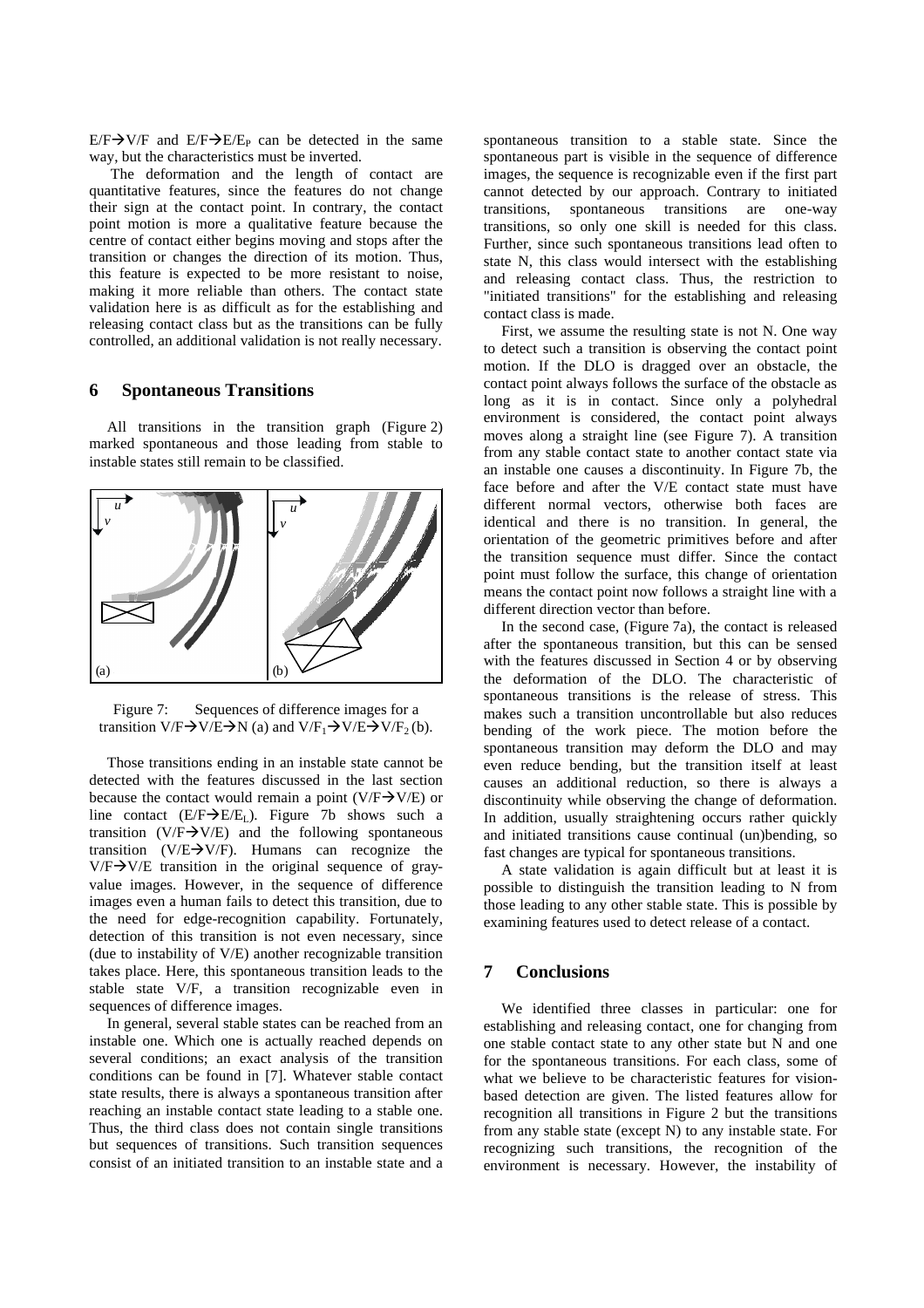E/F→V/F and E/F→E/$E_P$ can be detected in the same way, but the characteristics must be inverted.

The deformation and the length of contact are quantitative features, since the features do not change their sign at the contact point. In contrary, the contact point motion is more a qualitative feature because the centre of contact either begins moving and stops after the transition or changes the direction of its motion. Thus, this feature is expected to be more resistant to noise, making it more reliable than others. The contact state validation here is as difficult as for the establishing and releasing contact class but as the transitions can be fully controlled, an additional validation is not really necessary.

## 6 Spontaneous Transitions

All transitions in the transition graph (Figure 2) marked spontaneous and those leading from stable to instable states still remain to be classified.

Figure 7: Sequences of difference images for a transition V/F→V/E→N (a) and V/$F_1$→V/E→V/$F_2$ (b).

Those transitions ending in an instable state cannot be detected with the features discussed in the last section because the contact would remain a point (V/F→V/E) or line contact (E/F→E/$E_L$). Figure 7b shows such a transition (V/F→V/E) and the following spontaneous transition (V/E→V/F). Humans can recognize the V/F→V/E transition in the original sequence of gray-value images. However, in the sequence of difference images even a human fails to detect this transition, due to the need for edge-recognition capability. Fortunately, detection of this transition is not even necessary, since (due to instability of V/E) another recognizable transition takes place. Here, this spontaneous transition leads to the stable state V/F, a transition recognizable even in sequences of difference images.

In general, several stable states can be reached from an instable one. Which one is actually reached depends on several conditions; an exact analysis of the transition conditions can be found in [7]. Whatever stable contact state results, there is always a spontaneous transition after reaching an instable contact state leading to a stable one. Thus, the third class does not contain single transitions but sequences of transitions. Such transition sequences consist of an initiated transition to an instable state and a spontaneous transition to a stable state. Since the spontaneous part is visible in the sequence of difference images, the sequence is recognizable even if the first part cannot detected by our approach. Contrary to initiated transitions, spontaneous transitions are one-way transitions, so only one skill is needed for this class. Further, since such spontaneous transitions lead often to state N, this class would intersect with the establishing and releasing contact class. Thus, the restriction to "initiated transitions" for the establishing and releasing contact class is made.

First, we assume the resulting state is not N. One way to detect such a transition is observing the contact point motion. If the DLO is dragged over an obstacle, the contact point always follows the surface of the obstacle as long as it is in contact. Since only a polyhedral environment is considered, the contact point always moves along a straight line (see Figure 7). A transition from any stable contact state to another contact state via an instable one causes a discontinuity. In Figure 7b, the face before and after the V/E contact state must have different normal vectors, otherwise both faces are identical and there is no transition. In general, the orientation of the geometric primitives before and after the transition sequence must differ. Since the contact point must follow the surface, this change of orientation means the contact point now follows a straight line with a different direction vector than before.

In the second case, (Figure 7a), the contact is released after the spontaneous transition, but this can be sensed with the features discussed in Section 4 or by observing the deformation of the DLO. The characteristic of spontaneous transitions is the release of stress. This makes such a transition uncontrollable but also reduces bending of the work piece. The motion before the spontaneous transition may deform the DLO and may even reduce bending, but the transition itself at least causes an additional reduction, so there is always a discontinuity while observing the change of deformation. In addition, usually straightening occurs rather quickly and initiated transitions cause continual (un)bending, so fast changes are typical for spontaneous transitions.

A state validation is again difficult but at least it is possible to distinguish the transition leading to N from those leading to any other stable state. This is possible by examining features used to detect release of a contact.

## 7 Conclusions

We identified three classes in particular: one for establishing and releasing contact, one for changing from one stable contact state to any other state but N and one for the spontaneous transitions. For each class, some of what we believe to be characteristic features for vision-based detection are given. The listed features allow for recognition all transitions in Figure 2 but the transitions from any stable state (except N) to any instable state. For recognizing such transitions, the recognition of the environment is necessary. However, the instability of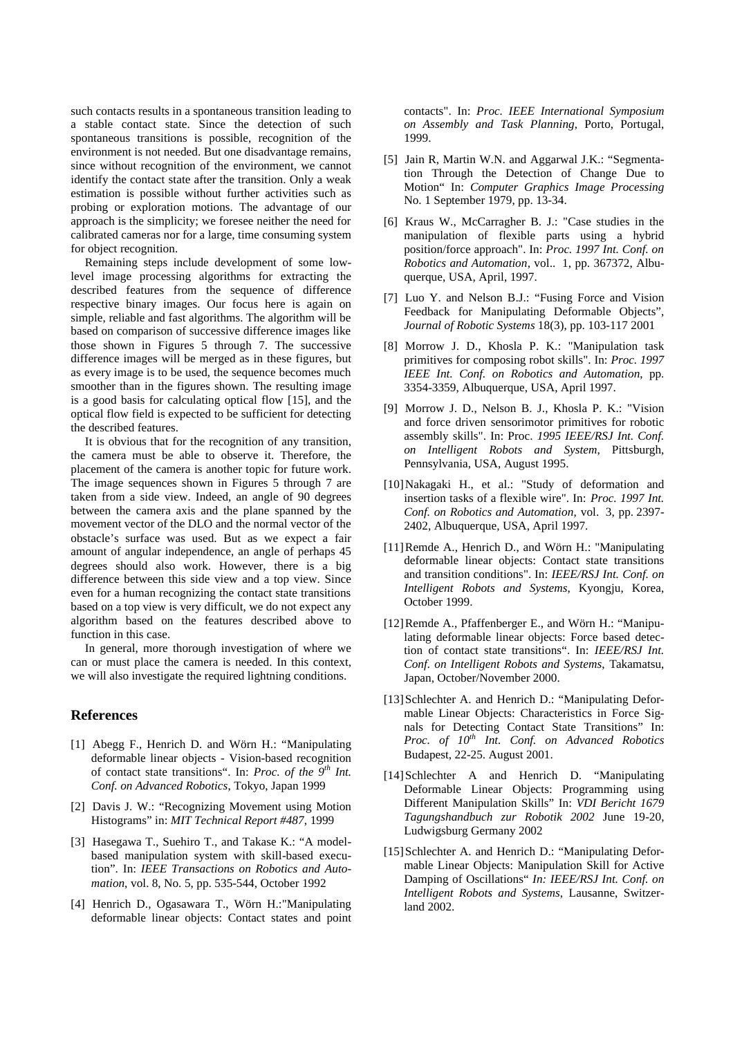such contacts results in a spontaneous transition leading to a stable contact state. Since the detection of such spontaneous transitions is possible, recognition of the environment is not needed. But one disadvantage remains, since without recognition of the environment, we cannot identify the contact state after the transition. Only a weak estimation is possible without further activities such as probing or exploration motions. The advantage of our approach is the simplicity; we foresee neither the need for calibrated cameras nor for a large, time consuming system for object recognition.

Remaining steps include development of some low-level image processing algorithms for extracting the described features from the sequence of difference respective binary images. Our focus here is again on simple, reliable and fast algorithms. The algorithm will be based on comparison of successive difference images like those shown in Figures 5 through 7. The successive difference images will be merged as in these figures, but as every image is to be used, the sequence becomes much smoother than in the figures shown. The resulting image is a good basis for calculating optical flow [15], and the optical flow field is expected to be sufficient for detecting the described features.

It is obvious that for the recognition of any transition, the camera must be able to observe it. Therefore, the placement of the camera is another topic for future work. The image sequences shown in Figures 5 through 7 are taken from a side view. Indeed, an angle of 90 degrees between the camera axis and the plane spanned by the movement vector of the DLO and the normal vector of the obstacle's surface was used. But as we expect a fair amount of angular independence, an angle of perhaps 45 degrees should also work. However, there is a big difference between this side view and a top view. Since even for a human recognizing the contact state transitions based on a top view is very difficult, we do not expect any algorithm based on the features described above to function in this case.

In general, more thorough investigation of where we can or must place the camera is needed. In this context, we will also investigate the required lightning conditions.

## References

[1] Abegg F., Henrich D. and Wörn H.: "Manipulating deformable linear objects - Vision-based recognition of contact state transitions". In: *Proc. of the 9th Int. Conf. on Advanced Robotics*, Tokyo, Japan 1999

[2] Davis J. W.: "Recognizing Movement using Motion Histograms" in: *MIT Technical Report #487*, 1999

[3] Hasegawa T., Suehiro T., and Takase K.: "A model-based manipulation system with skill-based execution". In: *IEEE Transactions on Robotics and Automation*, vol. 8, No. 5, pp. 535-544, October 1992

[4] Henrich D., Ogasawara T., Wörn H.:"Manipulating deformable linear objects: Contact states and point contacts". In: *Proc. IEEE International Symposium on Assembly and Task Planning*, Porto, Portugal, 1999.

[5] Jain R, Martin W.N. and Aggarwal J.K.: "Segmentation Through the Detection of Change Due to Motion" In: *Computer Graphics Image Processing* No. 1 September 1979, pp. 13-34.

[6] Kraus W., McCarragher B. J.: "Case studies in the manipulation of flexible parts using a hybrid position/force approach". In: *Proc. 1997 Int. Conf. on Robotics and Automation*, vol.. 1, pp. 367372, Albuquerque, USA, April, 1997.

[7] Luo Y. and Nelson B.J.: "Fusing Force and Vision Feedback for Manipulating Deformable Objects", *Journal of Robotic Systems* 18(3), pp. 103-117 2001

[8] Morrow J. D., Khosla P. K.: "Manipulation task primitives for composing robot skills". In: *Proc. 1997 IEEE Int. Conf. on Robotics and Automation*, pp. 3354-3359, Albuquerque, USA, April 1997.

[9] Morrow J. D., Nelson B. J., Khosla P. K.: "Vision and force driven sensorimotor primitives for robotic assembly skills". In: Proc. *1995 IEEE/RSJ Int. Conf. on Intelligent Robots and System*, Pittsburgh, Pennsylvania, USA, August 1995.

[10] Nakagaki H., et al.: "Study of deformation and insertion tasks of a flexible wire". In: *Proc. 1997 Int. Conf. on Robotics and Automation*, vol. 3, pp. 2397-2402, Albuquerque, USA, April 1997.

[11] Remde A., Henrich D., and Wörn H.: "Manipulating deformable linear objects: Contact state transitions and transition conditions". In: *IEEE/RSJ Int. Conf. on Intelligent Robots and Systems*, Kyongju, Korea, October 1999.

[12] Remde A., Pfaffenberger E., and Wörn H.: "Manipulating deformable linear objects: Force based detection of contact state transitions". In: *IEEE/RSJ Int. Conf. on Intelligent Robots and Systems*, Takamatsu, Japan, October/November 2000.

[13] Schlechter A. and Henrich D.: "Manipulating Deformable Linear Objects: Characteristics in Force Signals for Detecting Contact State Transitions" In: *Proc. of 10th Int. Conf. on Advanced Robotics* Budapest, 22-25. August 2001.

[14] Schlechter A and Henrich D. "Manipulating Deformable Linear Objects: Programming using Different Manipulation Skills" In: *VDI Bericht 1679 Tagungshandbuch zur Robotik 2002* June 19-20, Ludwigsburg Germany 2002

[15] Schlechter A. and Henrich D.: "Manipulating Deformable Linear Objects: Manipulation Skill for Active Damping of Oscillations" *In: IEEE/RSJ Int. Conf. on Intelligent Robots and Systems*, Lausanne, Switzerland 2002.